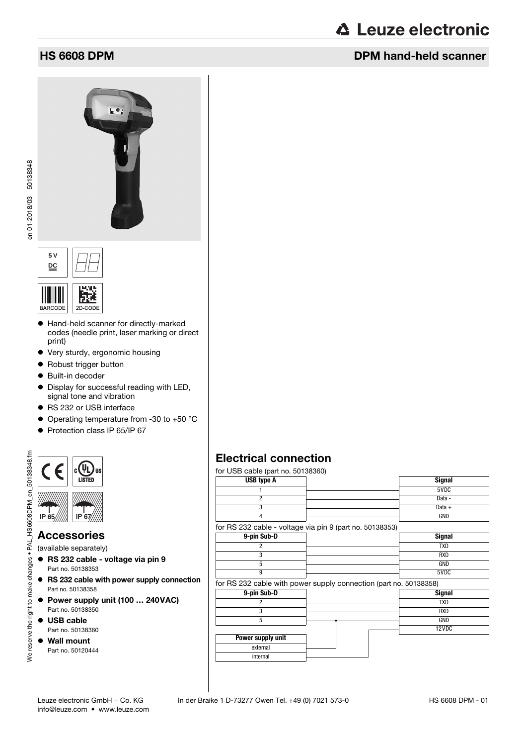# HS 6608 DPM

## DPM hand-held scanner

5 V DC

BARCODE 2D-CODE

- Hand-held scanner for directly-marked codes (needle print, laser marking or direct print)
- Very sturdy, ergonomic housing
- Robust trigger button
- Built-in decoder
- Display for successful reading with LED, signal tone and vibration
- RS 232 or USB interface
- Operating temperature from -30 to +50 °C
- Protection class IP 65/IP 67

IP 65 IP 67

## Accessories

(available separately)

- **RS 232 cable - voltage via pin 9**
  Part no. 50138353
- **RS 232 cable with power supply connection**
  Part no. 50138358
- **Power supply unit (100 … 240VAC)**
  Part no. 50138350
- **USB cable**
  Part no. 50138360
- **Wall mount**
  Part no. 50120444

## Electrical connection

for USB cable (part no. 50138360)

| USB type A | Signal |
|---|---|
| 1 | 5VDC |
| 2 | Data - |
| 3 | Data + |
| 4 | GND |

for RS 232 cable - voltage via pin 9 (part no. 50138353)

| 9-pin Sub-D | Signal |
|---|---|
| 2 | TXD |
| 3 | RXD |
| 5 | GND |
| 9 | 5VDC |

for RS 232 cable with power supply connection (part no. 50138358)

| 9-pin Sub-D | Signal |
|---|---|
| 2 | TXD |
| 3 | RXD |
| 5 | GND |
| | 12VDC |

| Power supply unit |
|---|
| external |
| internal |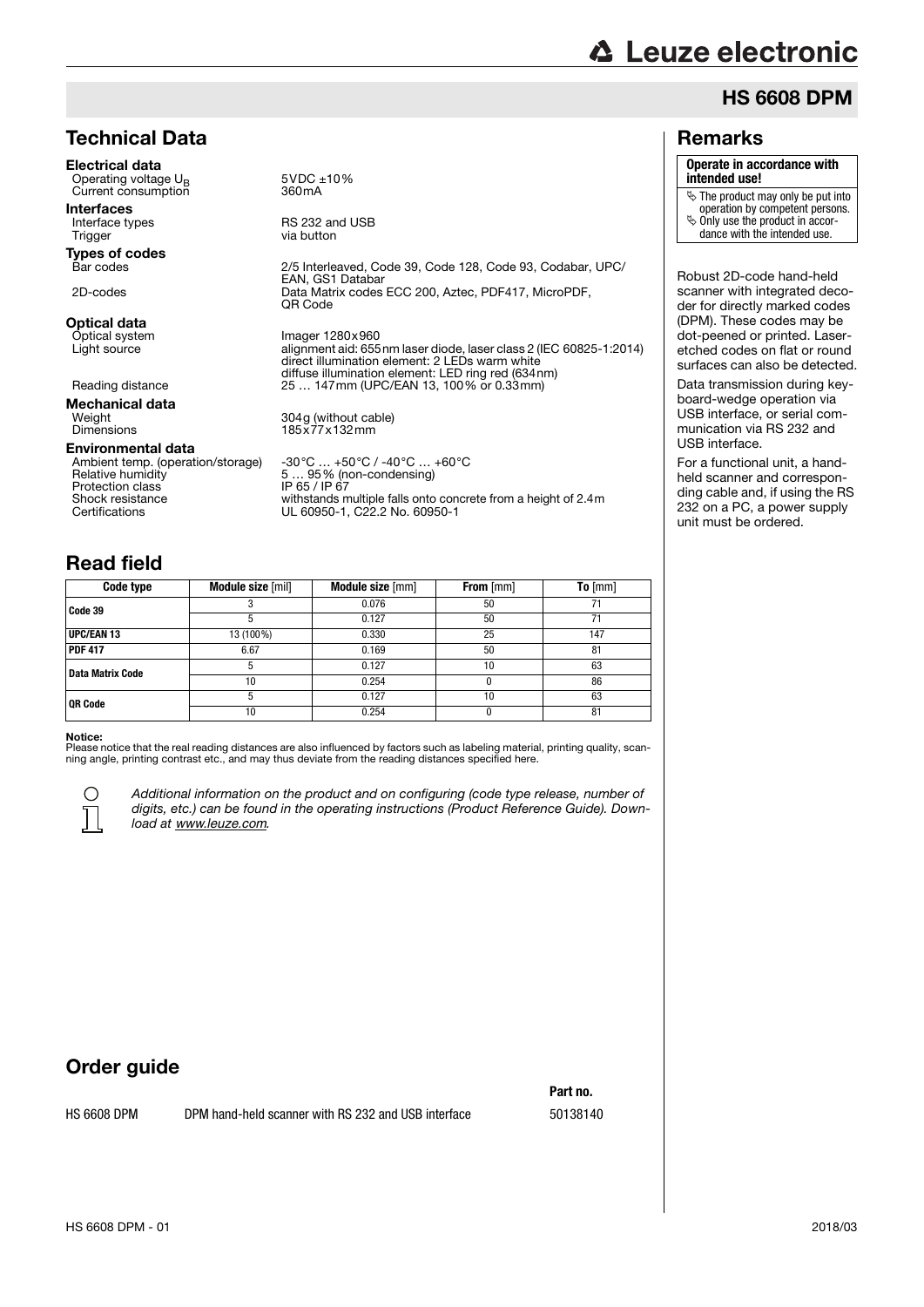## HS 6608 DPM

## Technical Data

**Electrical data**

| | |
|---|---|
| Operating voltage $U_B$ | 5VDC ±10% |
| Current consumption | 360mA |

**Interfaces**

| | |
|---|---|
| Interface types | RS 232 and USB |
| Trigger | via button |

**Types of codes**

| | |
|---|---|
| Bar codes | 2/5 Interleaved, Code 39, Code 128, Code 93, Codabar, UPC/EAN, GS1 Databar |
| 2D-codes | Data Matrix codes ECC 200, Aztec, PDF417, MicroPDF, QR Code |

**Optical data**

| | |
|---|---|
| Optical system | Imager 1280x960 |
| Light source | alignment aid: 655nm laser diode, laser class 2 (IEC 60825-1:2014) direct illumination element: 2 LEDs warm white diffuse illumination element: LED ring red (634nm) |
| Reading distance | 25 … 147mm (UPC/EAN 13, 100% or 0.33mm) |

**Mechanical data**

| | |
|---|---|
| Weight | 304g (without cable) |
| Dimensions | 185x77x132mm |

**Environmental data**

| | |
|---|---|
| Ambient temp. (operation/storage) | -30°C … +50°C / -40°C … +60°C |
| Relative humidity | 5 … 95% (non-condensing) |
| Protection class | IP 65 / IP 67 |
| Shock resistance | withstands multiple falls onto concrete from a height of 2.4m |
| Certifications | UL 60950-1, C22.2 No. 60950-1 |

## Read field

| Code type | Module size [mil] | Module size [mm] | From [mm] | To [mm] |
|---|---|---|---|---|
| Code 39 | 3 | 0.076 | 50 | 71 |
| | 5 | 0.127 | 50 | 71 |
| UPC/EAN 13 | 13 (100%) | 0.330 | 25 | 147 |
| PDF 417 | 6.67 | 0.169 | 50 | 81 |
| Data Matrix Code | 5 | 0.127 | 10 | 63 |
| | 10 | 0.254 | 0 | 86 |
| QR Code | 5 | 0.127 | 10 | 63 |
| | 10 | 0.254 | 0 | 81 |

**Notice:**
Please notice that the real reading distances are also influenced by factors such as labeling material, printing quality, scanning angle, printing contrast etc., and may thus deviate from the reading distances specified here.

*Additional information on the product and on configuring (code type release, number of digits, etc.) can be found in the operating instructions (Product Reference Guide). Download at www.leuze.com.*

## Remarks

**Operate in accordance with intended use!**

- The product may only be put into operation by competent persons.
- Only use the product in accordance with the intended use.

Robust 2D-code hand-held scanner with integrated decoder for directly marked codes (DPM). These codes may be dot-peened or printed. Laser-etched codes on flat or round surfaces can also be detected.

Data transmission during keyboard-wedge operation via USB interface, or serial communication via RS 232 and USB interface.

For a functional unit, a hand-held scanner and corresponding cable and, if using the RS 232 on a PC, a power supply unit must be ordered.

## Order guide

| | | Part no. |
|---|---|---|
| HS 6608 DPM | DPM hand-held scanner with RS 232 and USB interface | 50138140 |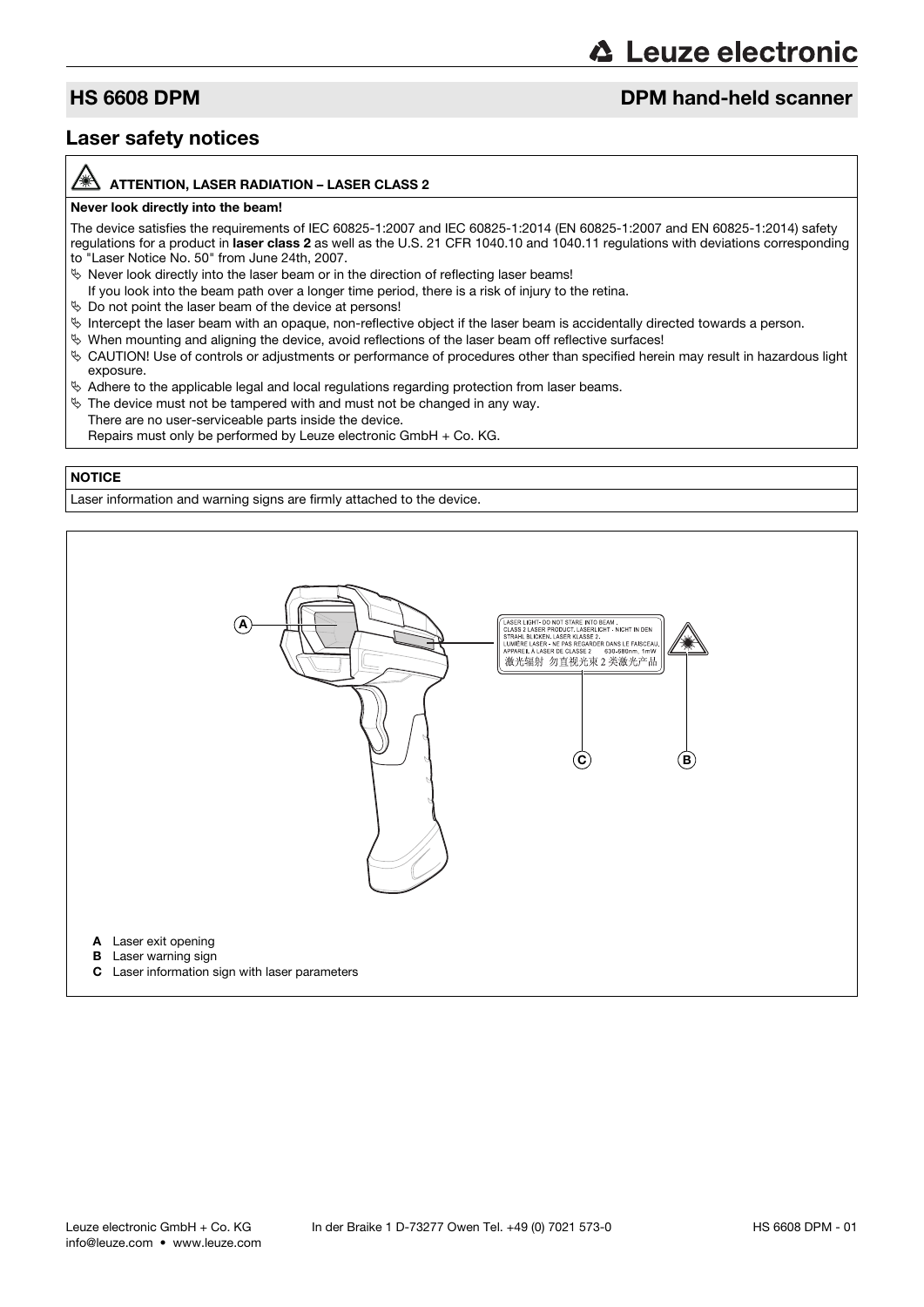## Laser safety notices

**ATTENTION, LASER RADIATION – LASER CLASS 2**

**Never look directly into the beam!**

The device satisfies the requirements of IEC 60825-1:2007 and IEC 60825-1:2014 (EN 60825-1:2007 and EN 60825-1:2014) safety regulations for a product in **laser class 2** as well as the U.S. 21 CFR 1040.10 and 1040.11 regulations with deviations corresponding to "Laser Notice No. 50" from June 24th, 2007.

- Never look directly into the laser beam or in the direction of reflecting laser beams!
  If you look into the beam path over a longer time period, there is a risk of injury to the retina.
- Do not point the laser beam of the device at persons!
- Intercept the laser beam with an opaque, non-reflective object if the laser beam is accidentally directed towards a person.
- When mounting and aligning the device, avoid reflections of the laser beam off reflective surfaces!
- CAUTION! Use of controls or adjustments or performance of procedures other than specified herein may result in hazardous light exposure.
- Adhere to the applicable legal and local regulations regarding protection from laser beams.
- The device must not be tampered with and must not be changed in any way.
  There are no user-serviceable parts inside the device.
  Repairs must only be performed by Leuze electronic GmbH + Co. KG.

**NOTICE**

Laser information and warning signs are firmly attached to the device.

LASER LIGHT- DO NOT STARE INTO BEAM .
CLASS 2 LASER PRODUCT. LASERLICHT - NICHT IN DEN STRAHL BLICKEN. LASER KLASSE 2.
LUMIÈRE LASER - NE PAS REGARDER DANS LE FAISCEAU.
APPAREIL À LASER DE CLASSE 2 630-680nm, 1mW
激光辐射 勿直视光束 2 类激光产品

**A** Laser exit opening
**B** Laser warning sign
**C** Laser information sign with laser parameters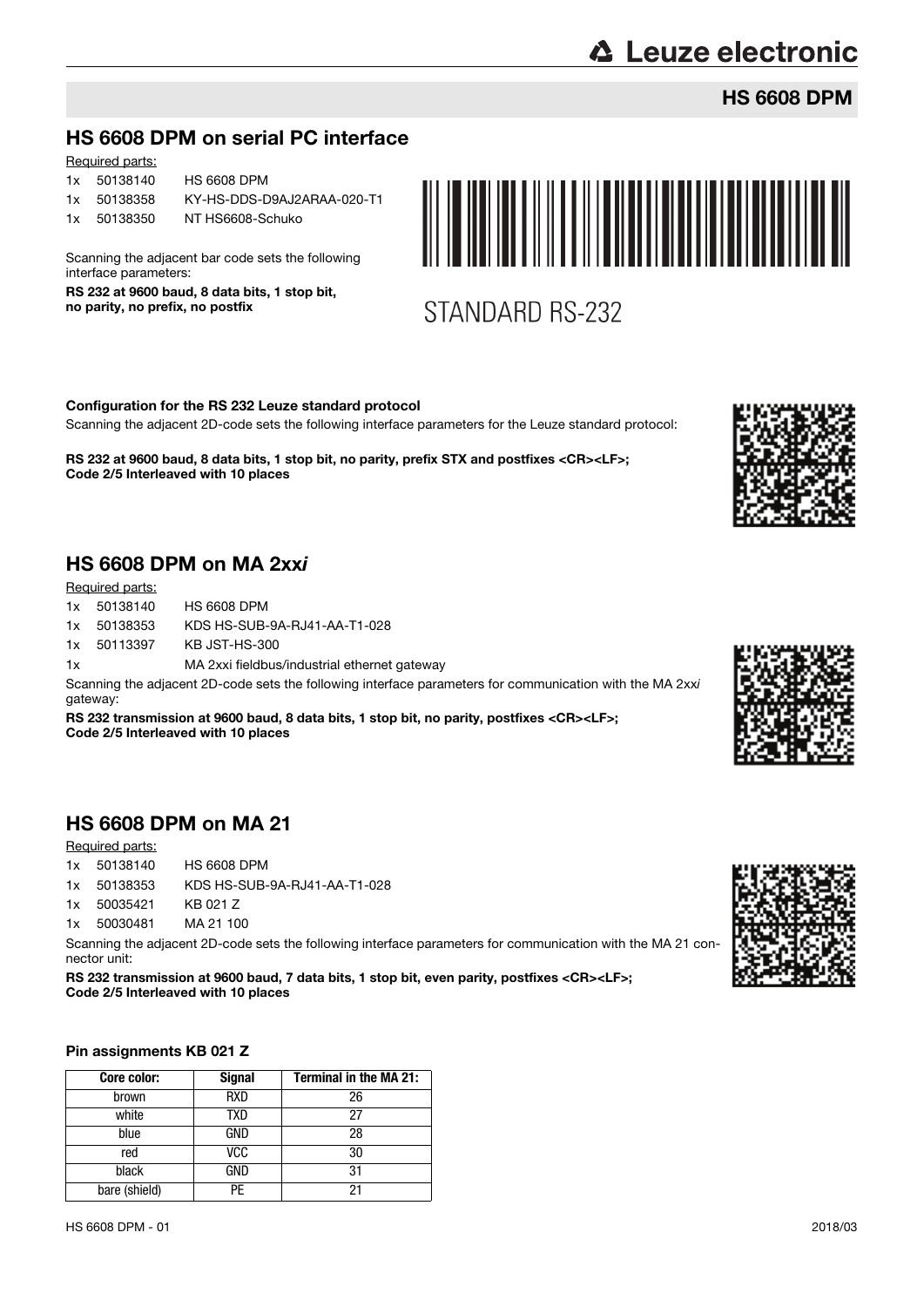## HS 6608 DPM on serial PC interface

Required parts:

| | | |
|---|---|---|
| 1x | 50138140 | HS 6608 DPM |
| 1x | 50138358 | KY-HS-DDS-D9AJ2ARAA-020-T1 |
| 1x | 50138350 | NT HS6608-Schuko |

Scanning the adjacent bar code sets the following interface parameters:

**RS 232 at 9600 baud, 8 data bits, 1 stop bit, no parity, no prefix, no postfix**

STANDARD RS-232

**Configuration for the RS 232 Leuze standard protocol**

Scanning the adjacent 2D-code sets the following interface parameters for the Leuze standard protocol:

**RS 232 at 9600 baud, 8 data bits, 1 stop bit, no parity, prefix STX and postfixes <CR><LF>; Code 2/5 Interleaved with 10 places**

## HS 6608 DPM on MA 2xx*i*

Required parts:

| | | |
|---|---|---|
| 1x | 50138140 | HS 6608 DPM |
| 1x | 50138353 | KDS HS-SUB-9A-RJ41-AA-T1-028 |
| 1x | 50113397 | KB JST-HS-300 |
| 1x | | MA 2xxi fieldbus/industrial ethernet gateway |

Scanning the adjacent 2D-code sets the following interface parameters for communication with the MA 2xx*i* gateway:

**RS 232 transmission at 9600 baud, 8 data bits, 1 stop bit, no parity, postfixes <CR><LF>; Code 2/5 Interleaved with 10 places**

## HS 6608 DPM on MA 21

Required parts:

| | | |
|---|---|---|
| 1x | 50138140 | HS 6608 DPM |
| 1x | 50138353 | KDS HS-SUB-9A-RJ41-AA-T1-028 |
| 1x | 50035421 | KB 021 Z |
| 1x | 50030481 | MA 21 100 |

Scanning the adjacent 2D-code sets the following interface parameters for communication with the MA 21 connector unit:

**RS 232 transmission at 9600 baud, 7 data bits, 1 stop bit, even parity, postfixes <CR><LF>; Code 2/5 Interleaved with 10 places**

#### Pin assignments KB 021 Z

| Core color: | Signal | Terminal in the MA 21: |
|---|---|---|
| brown | RXD | 26 |
| white | TXD | 27 |
| blue | GND | 28 |
| red | VCC | 30 |
| black | GND | 31 |
| bare (shield) | PE | 21 |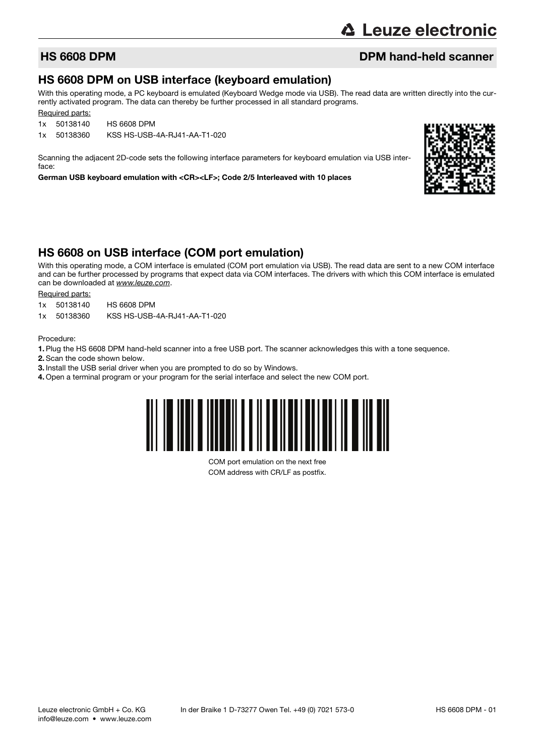## HS 6608 DPM — DPM hand-held scanner

## HS 6608 DPM on USB interface (keyboard emulation)

With this operating mode, a PC keyboard is emulated (Keyboard Wedge mode via USB). The read data are written directly into the currently activated program. The data can thereby be further processed in all standard programs.

Required parts:

1x 50138140 HS 6608 DPM

1x 50138360 KSS HS-USB-4A-RJ41-AA-T1-020

Scanning the adjacent 2D-code sets the following interface parameters for keyboard emulation via USB interface:

**German USB keyboard emulation with <CR><LF>; Code 2/5 Interleaved with 10 places**

## HS 6608 on USB interface (COM port emulation)

With this operating mode, a COM interface is emulated (COM port emulation via USB). The read data are sent to a new COM interface and can be further processed by programs that expect data via COM interfaces. The drivers with which this COM interface is emulated can be downloaded at *www.leuze.com*.

Required parts:

1x 50138140 HS 6608 DPM

1x 50138360 KSS HS-USB-4A-RJ41-AA-T1-020

Procedure:

**1.** Plug the HS 6608 DPM hand-held scanner into a free USB port. The scanner acknowledges this with a tone sequence.

**2.** Scan the code shown below.

**3.** Install the USB serial driver when you are prompted to do so by Windows.

**4.** Open a terminal program or your program for the serial interface and select the new COM port.

COM port emulation on the next free COM address with CR/LF as postfix.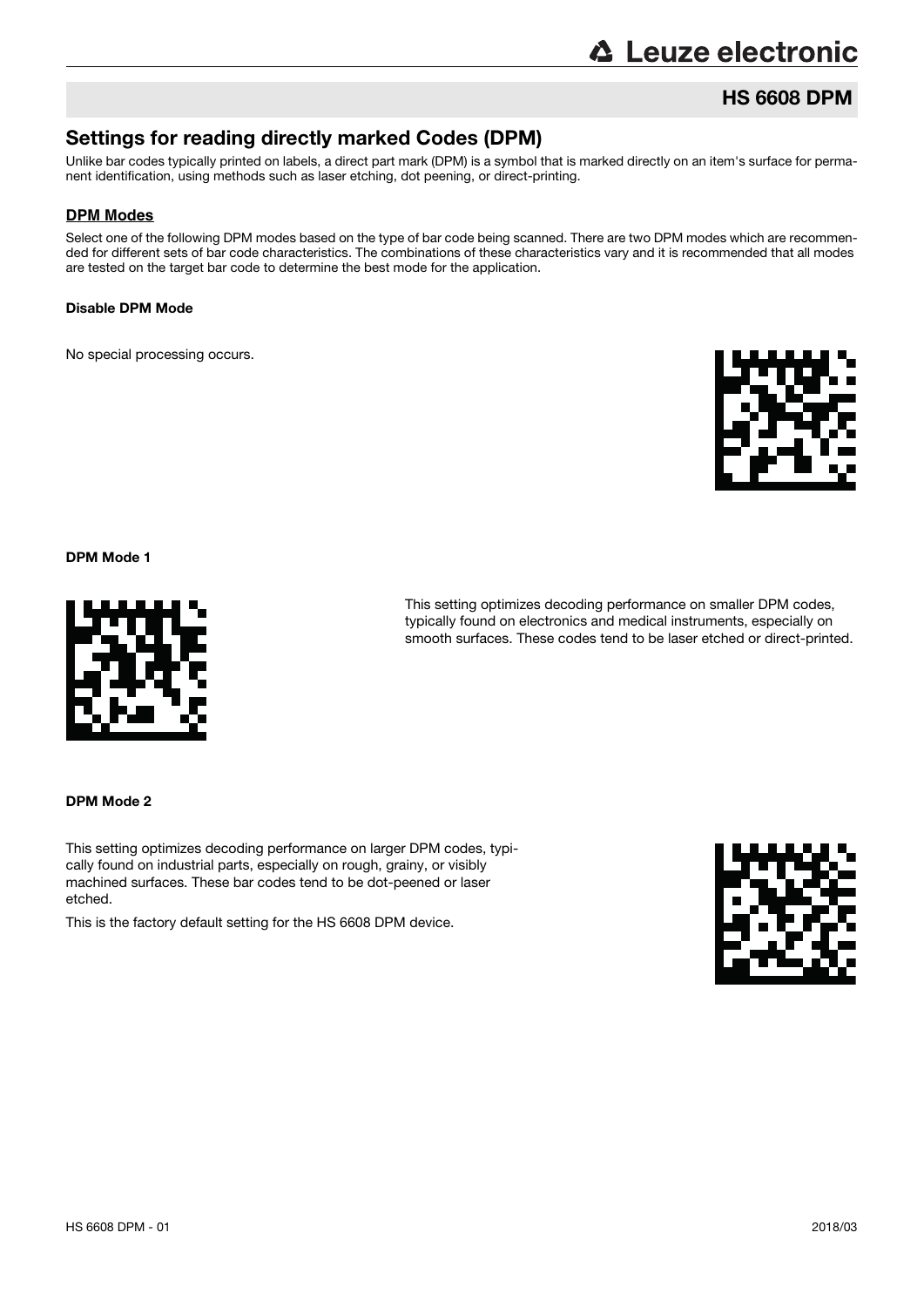## HS 6608 DPM

# Settings for reading directly marked Codes (DPM)

Unlike bar codes typically printed on labels, a direct part mark (DPM) is a symbol that is marked directly on an item's surface for permanent identification, using methods such as laser etching, dot peening, or direct-printing.

### DPM Modes

Select one of the following DPM modes based on the type of bar code being scanned. There are two DPM modes which are recommended for different sets of bar code characteristics. The combinations of these characteristics vary and it is recommended that all modes are tested on the target bar code to determine the best mode for the application.

**Disable DPM Mode**

No special processing occurs.

**DPM Mode 1**

This setting optimizes decoding performance on smaller DPM codes, typically found on electronics and medical instruments, especially on smooth surfaces. These codes tend to be laser etched or direct-printed.

**DPM Mode 2**

This setting optimizes decoding performance on larger DPM codes, typically found on industrial parts, especially on rough, grainy, or visibly machined surfaces. These bar codes tend to be dot-peened or laser etched.

This is the factory default setting for the HS 6608 DPM device.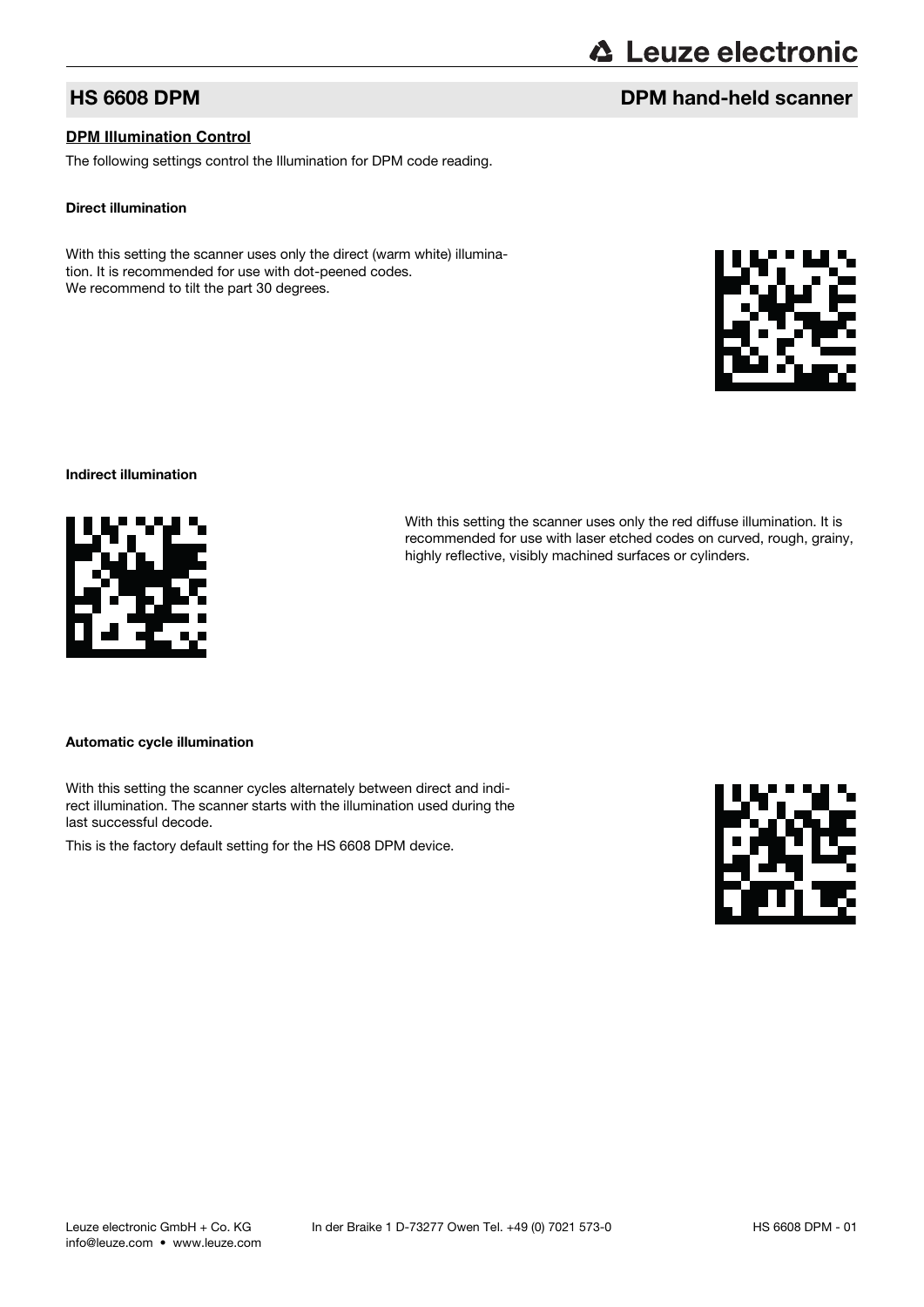## DPM Illumination Control

The following settings control the Illumination for DPM code reading.

### Direct illumination

With this setting the scanner uses only the direct (warm white) illumination. It is recommended for use with dot-peened codes.
We recommend to tilt the part 30 degrees.

### Indirect illumination

With this setting the scanner uses only the red diffuse illumination. It is recommended for use with laser etched codes on curved, rough, grainy, highly reflective, visibly machined surfaces or cylinders.

### Automatic cycle illumination

With this setting the scanner cycles alternately between direct and indirect illumination. The scanner starts with the illumination used during the last successful decode.

This is the factory default setting for the HS 6608 DPM device.